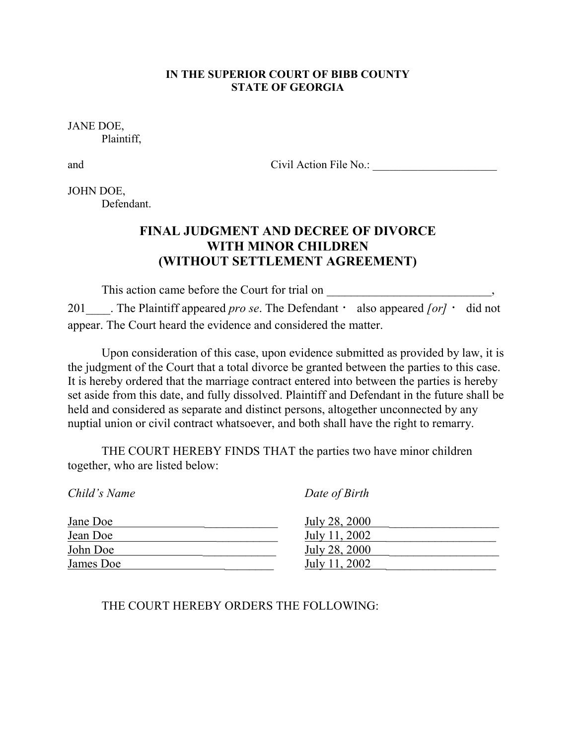**IN THE SUPERIOR COURT OF BIBB COUNTY**
**STATE OF GEORGIA**

JANE DOE,
Plaintiff,

and Civil Action File No.: ______________________

JOHN DOE,
Defendant.

## FINAL JUDGMENT AND DECREE OF DIVORCE WITH MINOR CHILDREN (WITHOUT SETTLEMENT AGREEMENT)

This action came before the Court for trial on ___________________________, 201____. The Plaintiff appeared *pro se*. The Defendant · also appeared *[or]* · did not appear. The Court heard the evidence and considered the matter.

Upon consideration of this case, upon evidence submitted as provided by law, it is the judgment of the Court that a total divorce be granted between the parties to this case. It is hereby ordered that the marriage contract entered into between the parties is hereby set aside from this date, and fully dissolved. Plaintiff and Defendant in the future shall be held and considered as separate and distinct persons, altogether unconnected by any nuptial union or civil contract whatsoever, and both shall have the right to remarry.

THE COURT HEREBY FINDS THAT the parties two have minor children together, who are listed below:

| *Child's Name* | *Date of Birth* |
|---|---|
| Jane Doe | July 28, 2000 |
| Jean Doe | July 11, 2002 |
| John Doe | July 28, 2000 |
| James Doe | July 11, 2002 |

THE COURT HEREBY ORDERS THE FOLLOWING: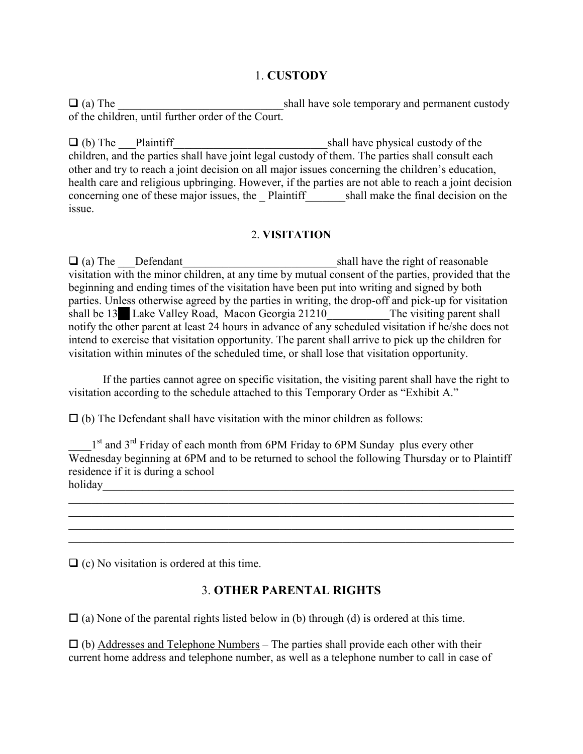## 1. **CUSTODY**

❑ (a) The \_\_\_\_\_\_\_\_\_\_\_\_\_\_\_\_\_\_\_\_\_\_\_\_\_\_\_\_\_\_shall have sole temporary and permanent custody of the children, until further order of the Court.

❑ (b) The \_\_\_Plaintiff\_\_\_\_\_\_\_\_\_\_\_\_\_\_\_\_\_\_\_\_\_\_\_\_\_\_\_\_shall have physical custody of the children, and the parties shall have joint legal custody of them. The parties shall consult each other and try to reach a joint decision on all major issues concerning the children's education, health care and religious upbringing. However, if the parties are not able to reach a joint decision concerning one of these major issues, the \_ Plaintiff\_\_\_\_\_\_\_\_shall make the final decision on the issue.

## 2. **VISITATION**

❑ (a) The \_\_\_Defendant\_\_\_\_\_\_\_\_\_\_\_\_\_\_\_\_\_\_\_\_\_\_\_\_\_\_\_\_shall have the right of reasonable visitation with the minor children, at any time by mutual consent of the parties, provided that the beginning and ending times of the visitation have been put into writing and signed by both parties. Unless otherwise agreed by the parties in writing, the drop-off and pick-up for visitation shall be 13██ Lake Valley Road, Macon Georgia 21210\_\_\_\_\_\_\_\_\_\_\_\_The visiting parent shall notify the other parent at least 24 hours in advance of any scheduled visitation if he/she does not intend to exercise that visitation opportunity. The parent shall arrive to pick up the children for visitation within minutes of the scheduled time, or shall lose that visitation opportunity.

If the parties cannot agree on specific visitation, the visiting parent shall have the right to visitation according to the schedule attached to this Temporary Order as "Exhibit A."

☐ (b) The Defendant shall have visitation with the minor children as follows:

\_\_\_\_1st and 3rd Friday of each month from 6PM Friday to 6PM Sunday plus every other Wednesday beginning at 6PM and to be returned to school the following Thursday or to Plaintiff residence if it is during a school holiday\_\_\_\_\_\_\_\_\_\_\_\_\_\_\_\_\_\_\_\_\_\_\_\_\_\_\_\_\_\_\_\_\_\_\_\_\_\_\_\_\_\_\_\_\_\_\_\_\_\_\_\_\_\_\_\_\_\_\_\_\_\_\_\_\_\_\_\_\_\_\_\_\_\_\_\_\_\_

❑ (c) No visitation is ordered at this time.

## 3. **OTHER PARENTAL RIGHTS**

☐ (a) None of the parental rights listed below in (b) through (d) is ordered at this time.

☐ (b) Addresses and Telephone Numbers – The parties shall provide each other with their current home address and telephone number, as well as a telephone number to call in case of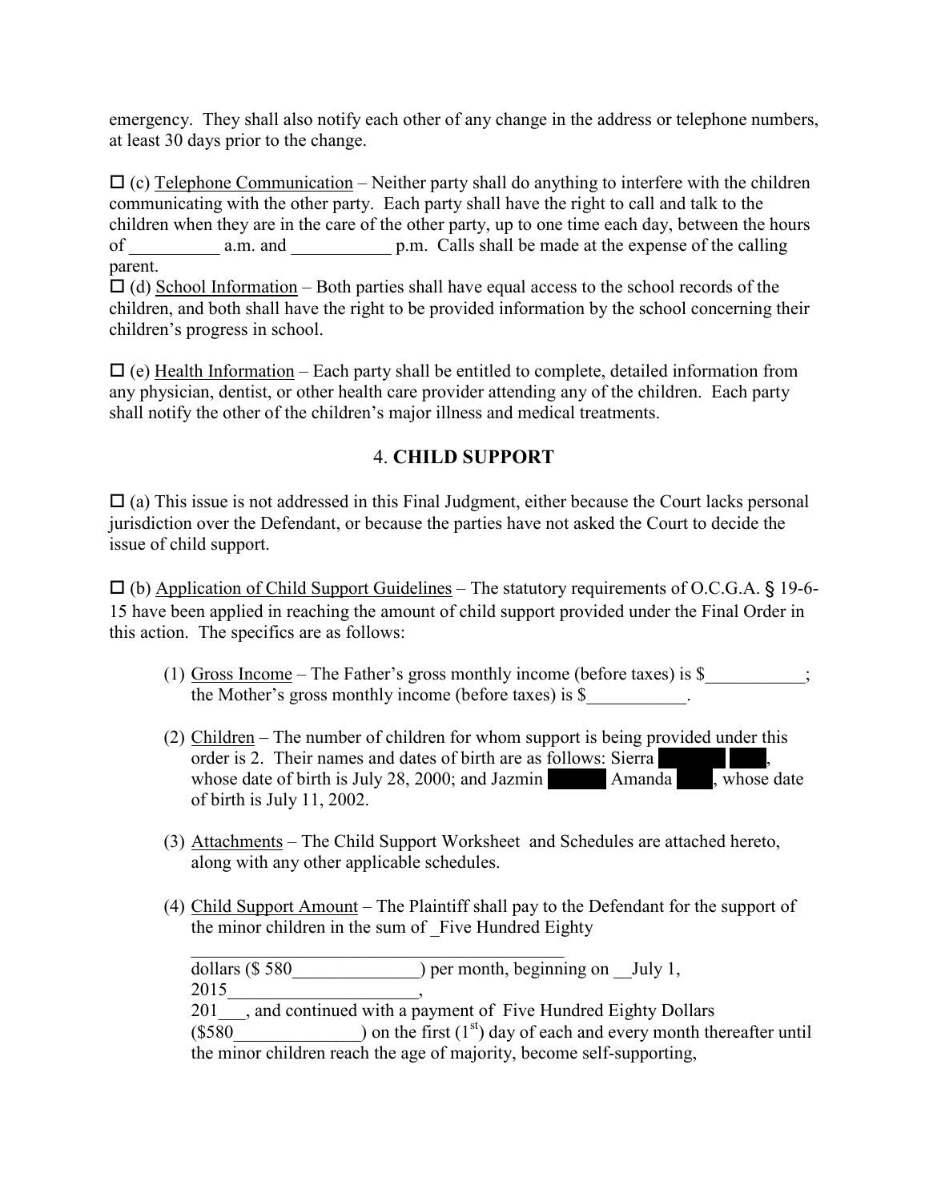emergency. They shall also notify each other of any change in the address or telephone numbers, at least 30 days prior to the change.

☐ (c) Telephone Communication – Neither party shall do anything to interfere with the children communicating with the other party. Each party shall have the right to call and talk to the children when they are in the care of the other party, up to one time each day, between the hours of __________ a.m. and ___________ p.m. Calls shall be made at the expense of the calling parent.

☐ (d) School Information – Both parties shall have equal access to the school records of the children, and both shall have the right to be provided information by the school concerning their children's progress in school.

☐ (e) Health Information – Each party shall be entitled to complete, detailed information from any physician, dentist, or other health care provider attending any of the children. Each party shall notify the other of the children's major illness and medical treatments.

## 4. CHILD SUPPORT

☐ (a) This issue is not addressed in this Final Judgment, either because the Court lacks personal jurisdiction over the Defendant, or because the parties have not asked the Court to decide the issue of child support.

☐ (b) Application of Child Support Guidelines – The statutory requirements of O.C.G.A. § 19-6-15 have been applied in reaching the amount of child support provided under the Final Order in this action. The specifics are as follows:

(1) Gross Income – The Father's gross monthly income (before taxes) is $___________; the Mother's gross monthly income (before taxes) is $___________.

(2) Children – The number of children for whom support is being provided under this order is 2. Their names and dates of birth are as follows: Sierra ██████ ███, whose date of birth is July 28, 2000; and Jazmin ██████ Amanda ████, whose date of birth is July 11, 2002.

(3) Attachments – The Child Support Worksheet and Schedules are attached hereto, along with any other applicable schedules.

(4) Child Support Amount – The Plaintiff shall pay to the Defendant for the support of the minor children in the sum of _Five Hundred Eighty ___________________________________________ dollars ($ 580______________) per month, beginning on __July 1, 2015_____________________, 201___, and continued with a payment of Five Hundred Eighty Dollars ($580______________) on the first (1st) day of each and every month thereafter until the minor children reach the age of majority, become self-supporting,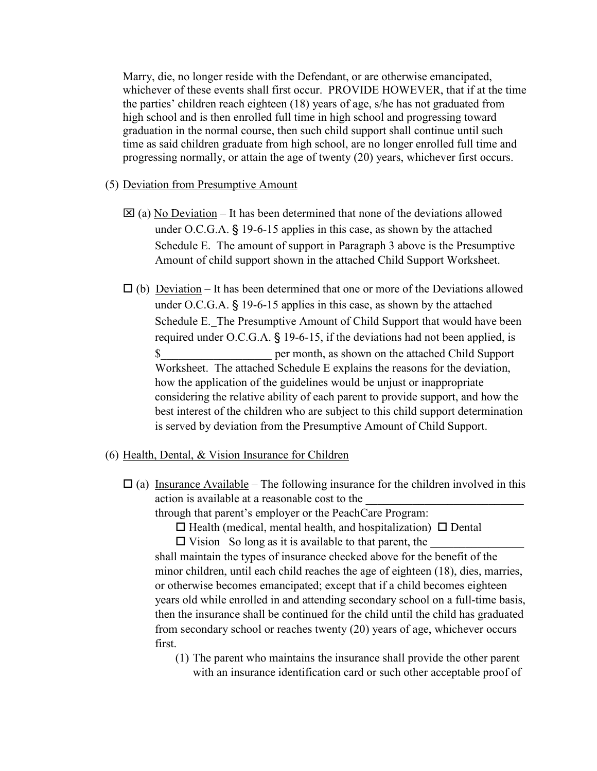Marry, die, no longer reside with the Defendant, or are otherwise emancipated, whichever of these events shall first occur. PROVIDE HOWEVER, that if at the time the parties' children reach eighteen (18) years of age, s/he has not graduated from high school and is then enrolled full time in high school and progressing toward graduation in the normal course, then such child support shall continue until such time as said children graduate from high school, are no longer enrolled full time and progressing normally, or attain the age of twenty (20) years, whichever first occurs.

(5) Deviation from Presumptive Amount

☒ (a) No Deviation – It has been determined that none of the deviations allowed under O.C.G.A. § 19-6-15 applies in this case, as shown by the attached Schedule E. The amount of support in Paragraph 3 above is the Presumptive Amount of child support shown in the attached Child Support Worksheet.

☐ (b) Deviation – It has been determined that one or more of the Deviations allowed under O.C.G.A. § 19-6-15 applies in this case, as shown by the attached Schedule E. The Presumptive Amount of Child Support that would have been required under O.C.G.A. § 19-6-15, if the deviations had not been applied, is $___________________ per month, as shown on the attached Child Support Worksheet. The attached Schedule E explains the reasons for the deviation, how the application of the guidelines would be unjust or inappropriate considering the relative ability of each parent to provide support, and how the best interest of the children who are subject to this child support determination is served by deviation from the Presumptive Amount of Child Support.

(6) Health, Dental, & Vision Insurance for Children

☐ (a) Insurance Available – The following insurance for the children involved in this action is available at a reasonable cost to the ___________________________ through that parent's employer or the PeachCare Program:

☐ Health (medical, mental health, and hospitalization) ☐ Dental

☐ Vision So long as it is available to that parent, the ________________ shall maintain the types of insurance checked above for the benefit of the minor children, until each child reaches the age of eighteen (18), dies, marries, or otherwise becomes emancipated; except that if a child becomes eighteen years old while enrolled in and attending secondary school on a full-time basis, then the insurance shall be continued for the child until the child has graduated from secondary school or reaches twenty (20) years of age, whichever occurs first.

(1) The parent who maintains the insurance shall provide the other parent with an insurance identification card or such other acceptable proof of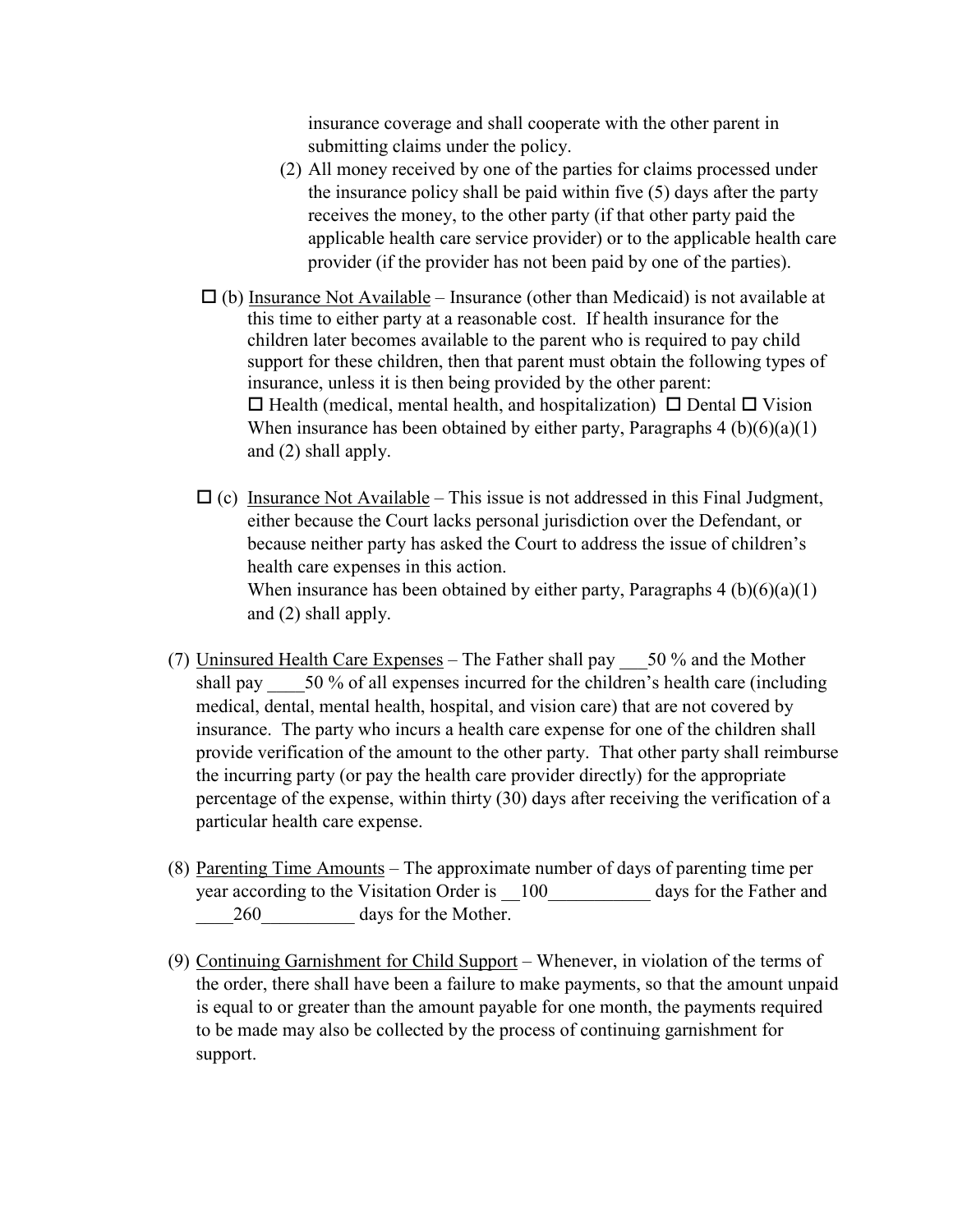insurance coverage and shall cooperate with the other parent in submitting claims under the policy.

(2) All money received by one of the parties for claims processed under the insurance policy shall be paid within five (5) days after the party receives the money, to the other party (if that other party paid the applicable health care service provider) or to the applicable health care provider (if the provider has not been paid by one of the parties).

☐ (b) Insurance Not Available – Insurance (other than Medicaid) is not available at this time to either party at a reasonable cost. If health insurance for the children later becomes available to the parent who is required to pay child support for these children, then that parent must obtain the following types of insurance, unless it is then being provided by the other parent:
☐ Health (medical, mental health, and hospitalization) ☐ Dental ☐ Vision
When insurance has been obtained by either party, Paragraphs 4 (b)(6)(a)(1) and (2) shall apply.

☐ (c) Insurance Not Available – This issue is not addressed in this Final Judgment, either because the Court lacks personal jurisdiction over the Defendant, or because neither party has asked the Court to address the issue of children's health care expenses in this action.
When insurance has been obtained by either party, Paragraphs 4 (b)(6)(a)(1) and (2) shall apply.

(7) Uninsured Health Care Expenses – The Father shall pay ___50 % and the Mother shall pay ____50 % of all expenses incurred for the children's health care (including medical, dental, mental health, hospital, and vision care) that are not covered by insurance. The party who incurs a health care expense for one of the children shall provide verification of the amount to the other party. That other party shall reimburse the incurring party (or pay the health care provider directly) for the appropriate percentage of the expense, within thirty (30) days after receiving the verification of a particular health care expense.

(8) Parenting Time Amounts – The approximate number of days of parenting time per year according to the Visitation Order is __100___________ days for the Father and ____260__________ days for the Mother.

(9) Continuing Garnishment for Child Support – Whenever, in violation of the terms of the order, there shall have been a failure to make payments, so that the amount unpaid is equal to or greater than the amount payable for one month, the payments required to be made may also be collected by the process of continuing garnishment for support.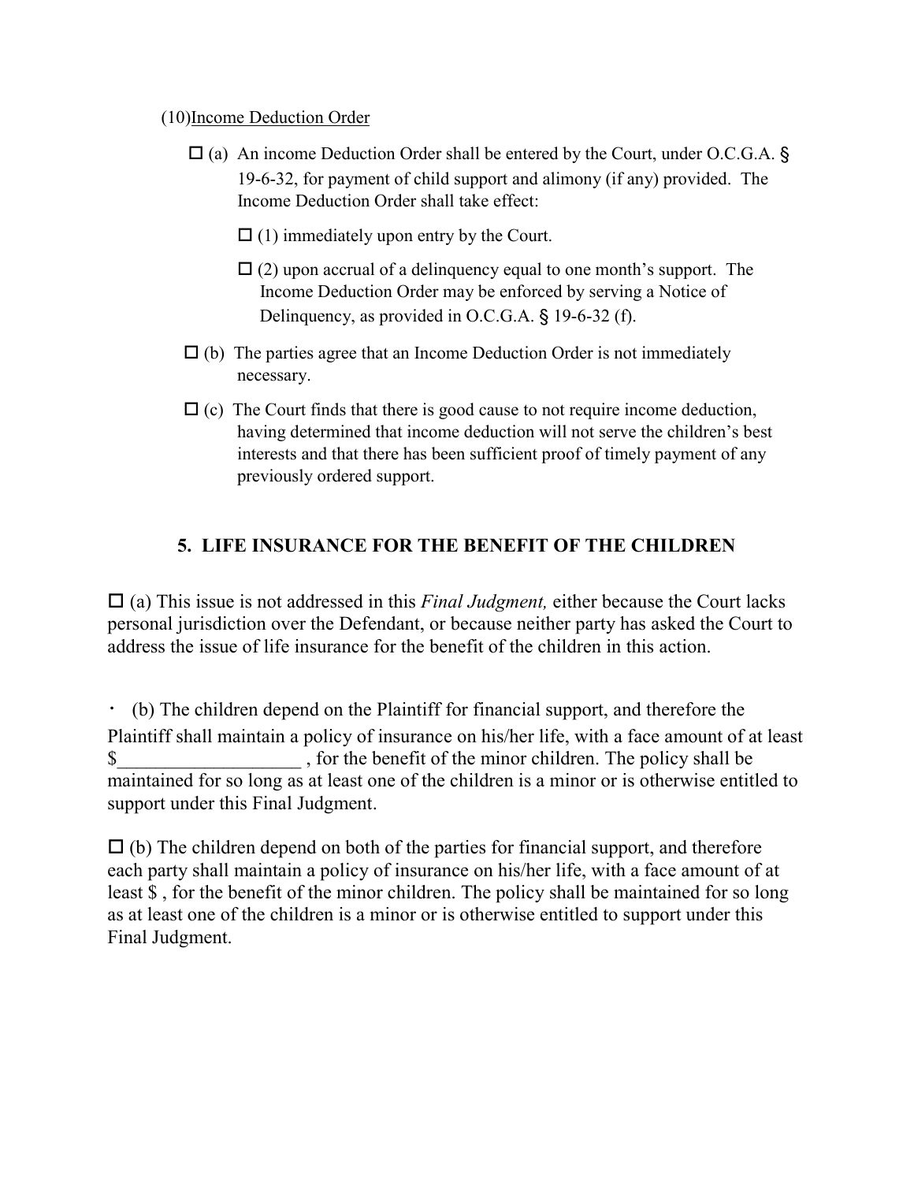(10)Income Deduction Order

☐ (a) An income Deduction Order shall be entered by the Court, under O.C.G.A. § 19-6-32, for payment of child support and alimony (if any) provided. The Income Deduction Order shall take effect:

☐ (1) immediately upon entry by the Court.

☐ (2) upon accrual of a delinquency equal to one month's support. The Income Deduction Order may be enforced by serving a Notice of Delinquency, as provided in O.C.G.A. § 19-6-32 (f).

☐ (b) The parties agree that an Income Deduction Order is not immediately necessary.

☐ (c) The Court finds that there is good cause to not require income deduction, having determined that income deduction will not serve the children's best interests and that there has been sufficient proof of timely payment of any previously ordered support.

## 5. LIFE INSURANCE FOR THE BENEFIT OF THE CHILDREN

☐ (a) This issue is not addressed in this *Final Judgment,* either because the Court lacks personal jurisdiction over the Defendant, or because neither party has asked the Court to address the issue of life insurance for the benefit of the children in this action.

· (b) The children depend on the Plaintiff for financial support, and therefore the Plaintiff shall maintain a policy of insurance on his/her life, with a face amount of at least $___________________ , for the benefit of the minor children. The policy shall be maintained for so long as at least one of the children is a minor or is otherwise entitled to support under this Final Judgment.

☐ (b) The children depend on both of the parties for financial support, and therefore each party shall maintain a policy of insurance on his/her life, with a face amount of at least $ , for the benefit of the minor children. The policy shall be maintained for so long as at least one of the children is a minor or is otherwise entitled to support under this Final Judgment.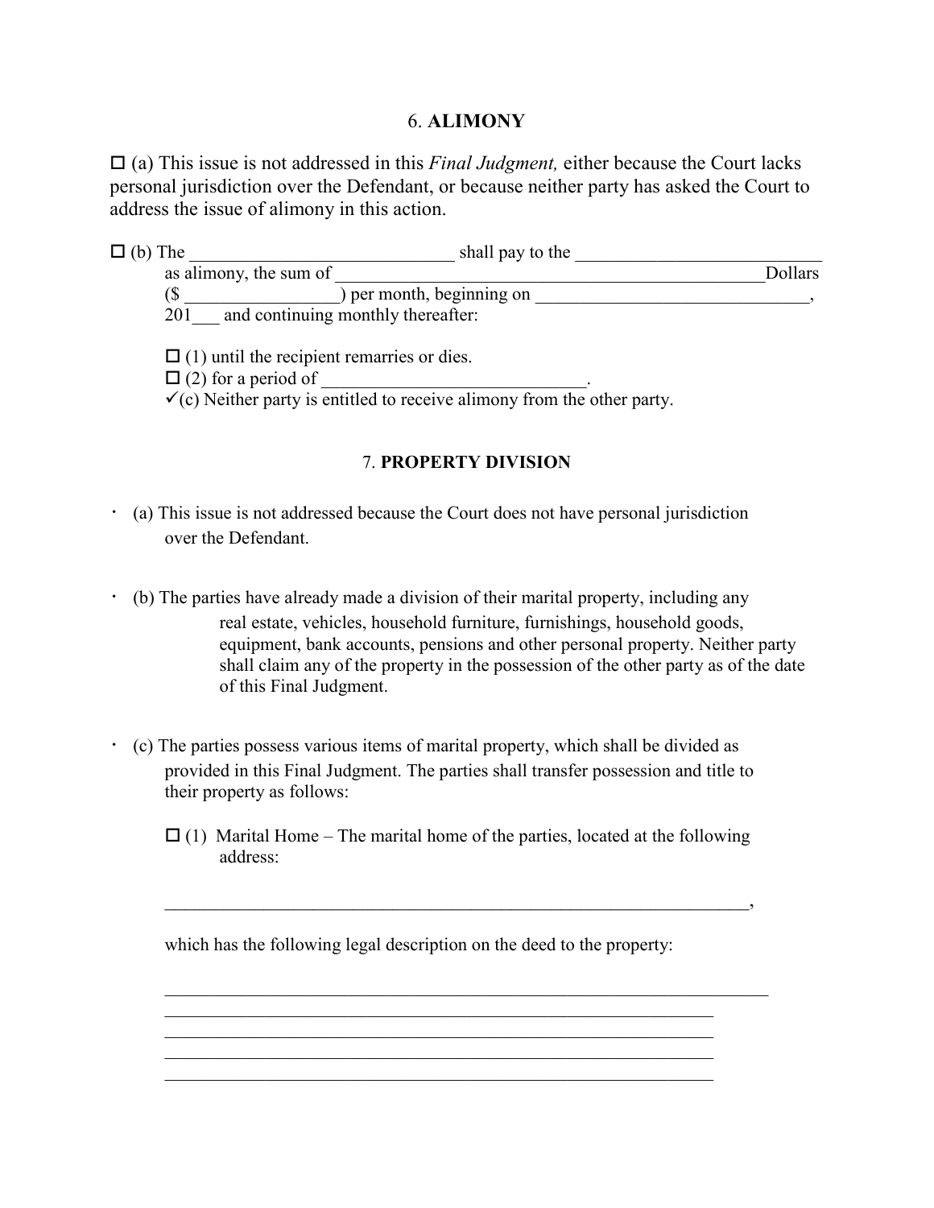## 6. **ALIMONY**

☐ (a) This issue is not addressed in this *Final Judgment,* either because the Court lacks personal jurisdiction over the Defendant, or because neither party has asked the Court to address the issue of alimony in this action.

☐ (b) The ______________________________ shall pay to the ___________________________ as alimony, the sum of ________________________________________________ Dollars ($ _________________) per month, beginning on ______________________________, 201___ and continuing monthly thereafter:

☐ (1) until the recipient remarries or dies.
☐ (2) for a period of _____________________________.
✓(c) Neither party is entitled to receive alimony from the other party.

## 7. **PROPERTY DIVISION**

- (a) This issue is not addressed because the Court does not have personal jurisdiction over the Defendant.

- (b) The parties have already made a division of their marital property, including any real estate, vehicles, household furniture, furnishings, household goods, equipment, bank accounts, pensions and other personal property. Neither party shall claim any of the property in the possession of the other party as of the date of this Final Judgment.

- (c) The parties possess various items of marital property, which shall be divided as provided in this Final Judgment. The parties shall transfer possession and title to their property as follows:

  ☐ (1) Marital Home – The marital home of the parties, located at the following address:

  ________________________________________________________________,

  which has the following legal description on the deed to the property:

  ____________________________________________________________________
  ____________________________________________________________________
  ____________________________________________________________________
  ____________________________________________________________________
  ____________________________________________________________________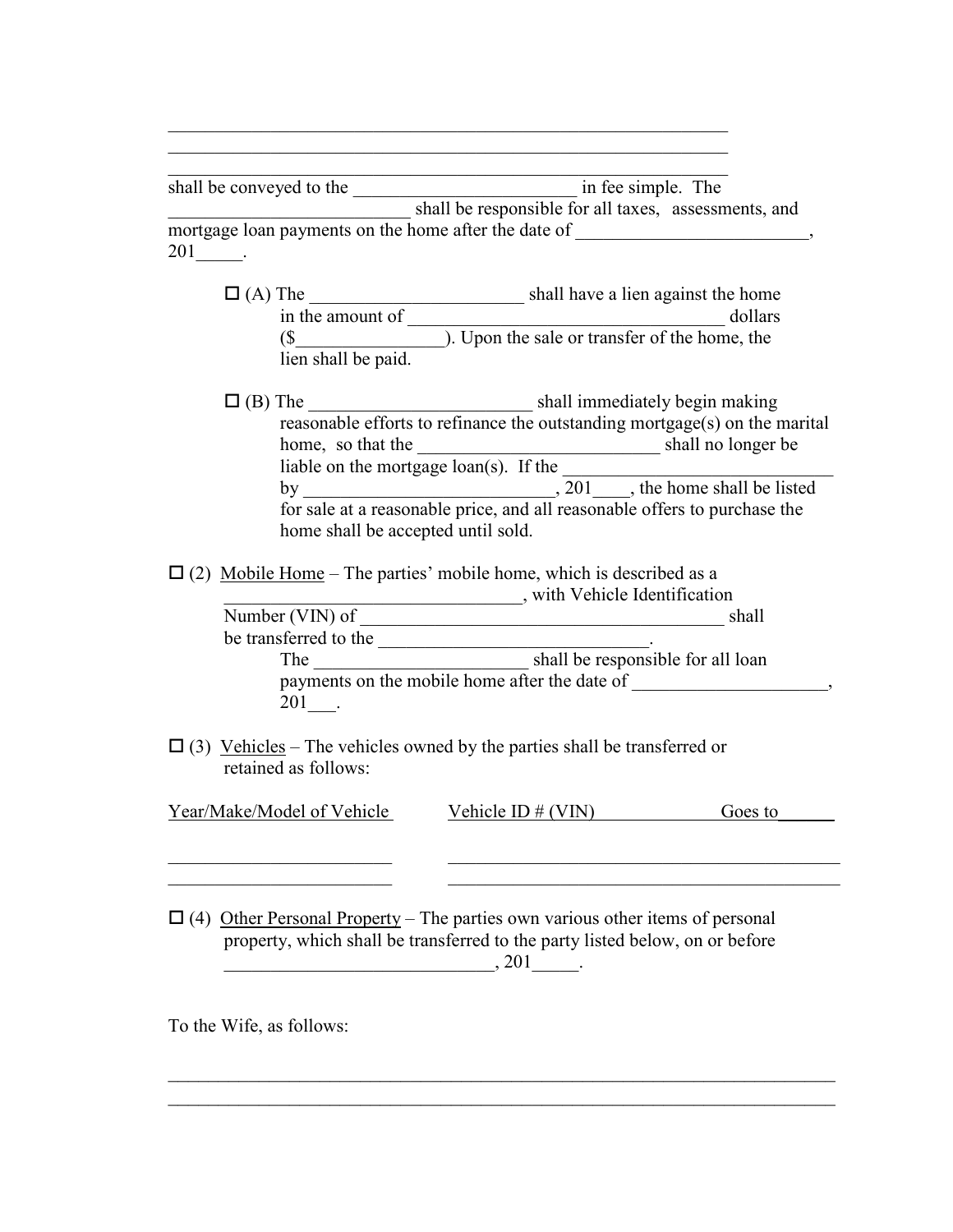\_\_\_\_\_\_\_\_\_\_\_\_\_\_\_\_\_\_\_\_\_\_\_\_\_\_\_\_\_\_\_\_\_\_\_\_\_\_\_\_\_\_\_\_\_\_\_\_\_\_\_\_\_\_\_\_\_\_\_\_\_\_
\_\_\_\_\_\_\_\_\_\_\_\_\_\_\_\_\_\_\_\_\_\_\_\_\_\_\_\_\_\_\_\_\_\_\_\_\_\_\_\_\_\_\_\_\_\_\_\_\_\_\_\_\_\_\_\_\_\_\_\_\_\_
\_\_\_\_\_\_\_\_\_\_\_\_\_\_\_\_\_\_\_\_\_\_\_\_\_\_\_\_\_\_\_\_\_\_\_\_\_\_\_\_\_\_\_\_\_\_\_\_\_\_\_\_\_\_\_\_\_\_\_\_\_\_
shall be conveyed to the \_\_\_\_\_\_\_\_\_\_\_\_\_\_\_\_\_\_\_\_\_\_\_\_\_ in fee simple. The \_\_\_\_\_\_\_\_\_\_\_\_\_\_\_\_\_\_\_\_\_\_\_\_\_\_ shall be responsible for all taxes, assessments, and mortgage loan payments on the home after the date of \_\_\_\_\_\_\_\_\_\_\_\_\_\_\_\_\_\_\_\_\_\_\_\_\_, 201\_\_\_\_\_.

☐ (A) The \_\_\_\_\_\_\_\_\_\_\_\_\_\_\_\_\_\_\_\_\_\_\_ shall have a lien against the home in the amount of \_\_\_\_\_\_\_\_\_\_\_\_\_\_\_\_\_\_\_\_\_\_\_\_\_\_\_\_\_\_\_\_\_\_ dollars ($\_\_\_\_\_\_\_\_\_\_\_\_\_\_\_\_). Upon the sale or transfer of the home, the lien shall be paid.

☐ (B) The \_\_\_\_\_\_\_\_\_\_\_\_\_\_\_\_\_\_\_\_\_\_\_\_ shall immediately begin making reasonable efforts to refinance the outstanding mortgage(s) on the marital home, so that the \_\_\_\_\_\_\_\_\_\_\_\_\_\_\_\_\_\_\_\_\_\_\_\_\_\_ shall no longer be liable on the mortgage loan(s). If the \_\_\_\_\_\_\_\_\_\_\_\_\_\_\_\_\_\_\_\_\_\_\_\_\_\_\_\_\_\_ by \_\_\_\_\_\_\_\_\_\_\_\_\_\_\_\_\_\_\_\_\_\_\_\_\_\_\_, 201\_\_\_\_, the home shall be listed for sale at a reasonable price, and all reasonable offers to purchase the home shall be accepted until sold.

☐ (2) Mobile Home – The parties' mobile home, which is described as a \_\_\_\_\_\_\_\_\_\_\_\_\_\_\_\_\_\_\_\_\_\_\_\_\_\_\_\_\_\_\_\_\_\_\_\_, with Vehicle Identification Number (VIN) of \_\_\_\_\_\_\_\_\_\_\_\_\_\_\_\_\_\_\_\_\_\_\_\_\_\_\_\_\_\_\_\_\_\_\_\_\_\_\_\_\_ shall be transferred to the \_\_\_\_\_\_\_\_\_\_\_\_\_\_\_\_\_\_\_\_\_\_\_\_\_\_\_\_\_\_.
The \_\_\_\_\_\_\_\_\_\_\_\_\_\_\_\_\_\_\_\_\_\_\_ shall be responsible for all loan payments on the mobile home after the date of \_\_\_\_\_\_\_\_\_\_\_\_\_\_\_\_\_\_\_\_\_\_, 201\_\_\_.

☐ (3) Vehicles – The vehicles owned by the parties shall be transferred or retained as follows:

| Year/Make/Model of Vehicle | Vehicle ID # (VIN) | Goes to |
|---|---|---|
| \_\_\_\_\_\_\_\_\_\_\_\_\_\_\_\_\_\_\_\_\_\_\_\_\_ | \_\_\_\_\_\_\_\_\_\_\_\_\_\_\_\_\_\_\_\_\_\_\_\_\_\_\_\_\_\_\_\_\_\_\_\_\_\_\_\_\_\_\_\_\_\_ | |
| \_\_\_\_\_\_\_\_\_\_\_\_\_\_\_\_\_\_\_\_\_\_\_\_\_ | \_\_\_\_\_\_\_\_\_\_\_\_\_\_\_\_\_\_\_\_\_\_\_\_\_\_\_\_\_\_\_\_\_\_\_\_\_\_\_\_\_\_\_\_\_\_ | |

☐ (4) Other Personal Property – The parties own various other items of personal property, which shall be transferred to the party listed below, on or before \_\_\_\_\_\_\_\_\_\_\_\_\_\_\_\_\_\_\_\_\_\_\_\_\_\_\_\_\_\_, 201\_\_\_\_\_.

To the Wife, as follows:

\_\_\_\_\_\_\_\_\_\_\_\_\_\_\_\_\_\_\_\_\_\_\_\_\_\_\_\_\_\_\_\_\_\_\_\_\_\_\_\_\_\_\_\_\_\_\_\_\_\_\_\_\_\_\_\_\_\_\_\_\_\_\_\_\_\_\_\_\_\_\_\_
\_\_\_\_\_\_\_\_\_\_\_\_\_\_\_\_\_\_\_\_\_\_\_\_\_\_\_\_\_\_\_\_\_\_\_\_\_\_\_\_\_\_\_\_\_\_\_\_\_\_\_\_\_\_\_\_\_\_\_\_\_\_\_\_\_\_\_\_\_\_\_\_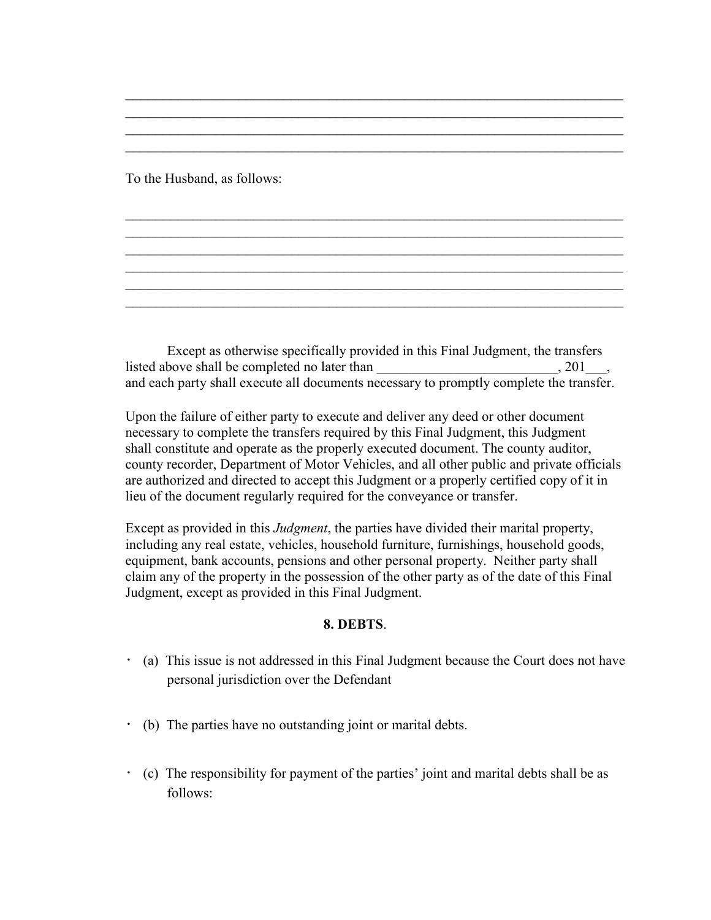\_\_\_\_\_\_\_\_\_\_\_\_\_\_\_\_\_\_\_\_\_\_\_\_\_\_\_\_\_\_\_\_\_\_\_\_\_\_\_\_\_\_\_\_\_\_\_\_\_\_\_\_\_\_\_\_\_\_\_\_\_\_\_\_\_\_\_\_\_\_\_\_\_\_\_\_

\_\_\_\_\_\_\_\_\_\_\_\_\_\_\_\_\_\_\_\_\_\_\_\_\_\_\_\_\_\_\_\_\_\_\_\_\_\_\_\_\_\_\_\_\_\_\_\_\_\_\_\_\_\_\_\_\_\_\_\_\_\_\_\_\_\_\_\_\_\_\_\_\_\_\_\_

\_\_\_\_\_\_\_\_\_\_\_\_\_\_\_\_\_\_\_\_\_\_\_\_\_\_\_\_\_\_\_\_\_\_\_\_\_\_\_\_\_\_\_\_\_\_\_\_\_\_\_\_\_\_\_\_\_\_\_\_\_\_\_\_\_\_\_\_\_\_\_\_\_\_\_\_

\_\_\_\_\_\_\_\_\_\_\_\_\_\_\_\_\_\_\_\_\_\_\_\_\_\_\_\_\_\_\_\_\_\_\_\_\_\_\_\_\_\_\_\_\_\_\_\_\_\_\_\_\_\_\_\_\_\_\_\_\_\_\_\_\_\_\_\_\_\_\_\_\_\_\_\_

To the Husband, as follows:

\_\_\_\_\_\_\_\_\_\_\_\_\_\_\_\_\_\_\_\_\_\_\_\_\_\_\_\_\_\_\_\_\_\_\_\_\_\_\_\_\_\_\_\_\_\_\_\_\_\_\_\_\_\_\_\_\_\_\_\_\_\_\_\_\_\_\_\_\_\_\_\_\_\_\_\_

\_\_\_\_\_\_\_\_\_\_\_\_\_\_\_\_\_\_\_\_\_\_\_\_\_\_\_\_\_\_\_\_\_\_\_\_\_\_\_\_\_\_\_\_\_\_\_\_\_\_\_\_\_\_\_\_\_\_\_\_\_\_\_\_\_\_\_\_\_\_\_\_\_\_\_\_

\_\_\_\_\_\_\_\_\_\_\_\_\_\_\_\_\_\_\_\_\_\_\_\_\_\_\_\_\_\_\_\_\_\_\_\_\_\_\_\_\_\_\_\_\_\_\_\_\_\_\_\_\_\_\_\_\_\_\_\_\_\_\_\_\_\_\_\_\_\_\_\_\_\_\_\_

\_\_\_\_\_\_\_\_\_\_\_\_\_\_\_\_\_\_\_\_\_\_\_\_\_\_\_\_\_\_\_\_\_\_\_\_\_\_\_\_\_\_\_\_\_\_\_\_\_\_\_\_\_\_\_\_\_\_\_\_\_\_\_\_\_\_\_\_\_\_\_\_\_\_\_\_

\_\_\_\_\_\_\_\_\_\_\_\_\_\_\_\_\_\_\_\_\_\_\_\_\_\_\_\_\_\_\_\_\_\_\_\_\_\_\_\_\_\_\_\_\_\_\_\_\_\_\_\_\_\_\_\_\_\_\_\_\_\_\_\_\_\_\_\_\_\_\_\_\_\_\_\_

\_\_\_\_\_\_\_\_\_\_\_\_\_\_\_\_\_\_\_\_\_\_\_\_\_\_\_\_\_\_\_\_\_\_\_\_\_\_\_\_\_\_\_\_\_\_\_\_\_\_\_\_\_\_\_\_\_\_\_\_\_\_\_\_\_\_\_\_\_\_\_\_\_\_\_\_

Except as otherwise specifically provided in this Final Judgment, the transfers listed above shall be completed no later than \_\_\_\_\_\_\_\_\_\_\_\_\_\_\_\_\_\_\_\_\_\_\_\_\_\_, 201\_\_\_, and each party shall execute all documents necessary to promptly complete the transfer.

Upon the failure of either party to execute and deliver any deed or other document necessary to complete the transfers required by this Final Judgment, this Judgment shall constitute and operate as the properly executed document. The county auditor, county recorder, Department of Motor Vehicles, and all other public and private officials are authorized and directed to accept this Judgment or a properly certified copy of it in lieu of the document regularly required for the conveyance or transfer.

Except as provided in this *Judgment*, the parties have divided their marital property, including any real estate, vehicles, household furniture, furnishings, household goods, equipment, bank accounts, pensions and other personal property. Neither party shall claim any of the property in the possession of the other party as of the date of this Final Judgment, except as provided in this Final Judgment.

## 8. DEBTS.

- (a) This issue is not addressed in this Final Judgment because the Court does not have personal jurisdiction over the Defendant
- (b) The parties have no outstanding joint or marital debts.
- (c) The responsibility for payment of the parties' joint and marital debts shall be as follows: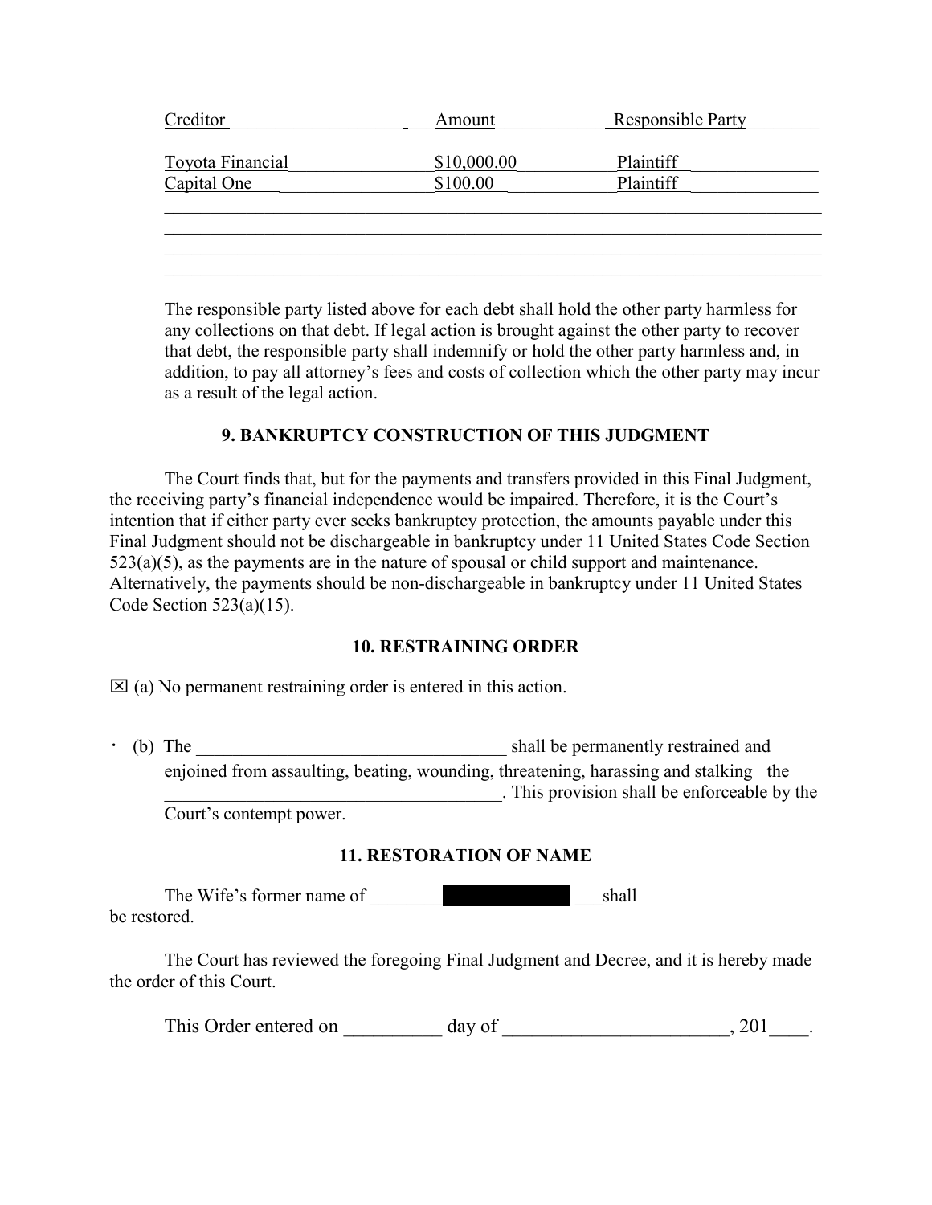| Creditor | Amount | Responsible Party |
| --- | --- | --- |
| Toyota Financial | $10,000.00 | Plaintiff |
| Capital One | $100.00 | Plaintiff |
| | | |
| | | |
| | | |
| | | |

The responsible party listed above for each debt shall hold the other party harmless for any collections on that debt. If legal action is brought against the other party to recover that debt, the responsible party shall indemnify or hold the other party harmless and, in addition, to pay all attorney's fees and costs of collection which the other party may incur as a result of the legal action.

### 9. BANKRUPTCY CONSTRUCTION OF THIS JUDGMENT

The Court finds that, but for the payments and transfers provided in this Final Judgment, the receiving party's financial independence would be impaired. Therefore, it is the Court's intention that if either party ever seeks bankruptcy protection, the amounts payable under this Final Judgment should not be dischargeable in bankruptcy under 11 United States Code Section 523(a)(5), as the payments are in the nature of spousal or child support and maintenance. Alternatively, the payments should be non-dischargeable in bankruptcy under 11 United States Code Section 523(a)(15).

### 10. RESTRAINING ORDER

☒ (a) No permanent restraining order is entered in this action.

· (b) The ___________________________________ shall be permanently restrained and enjoined from assaulting, beating, wounding, threatening, harassing and stalking the _____________________________________. This provision shall be enforceable by the Court's contempt power.

### 11. RESTORATION OF NAME

The Wife's former name of ________[REDACTED]___shall be restored.

The Court has reviewed the foregoing Final Judgment and Decree, and it is hereby made the order of this Court.

This Order entered on __________ day of _______________________, 201____.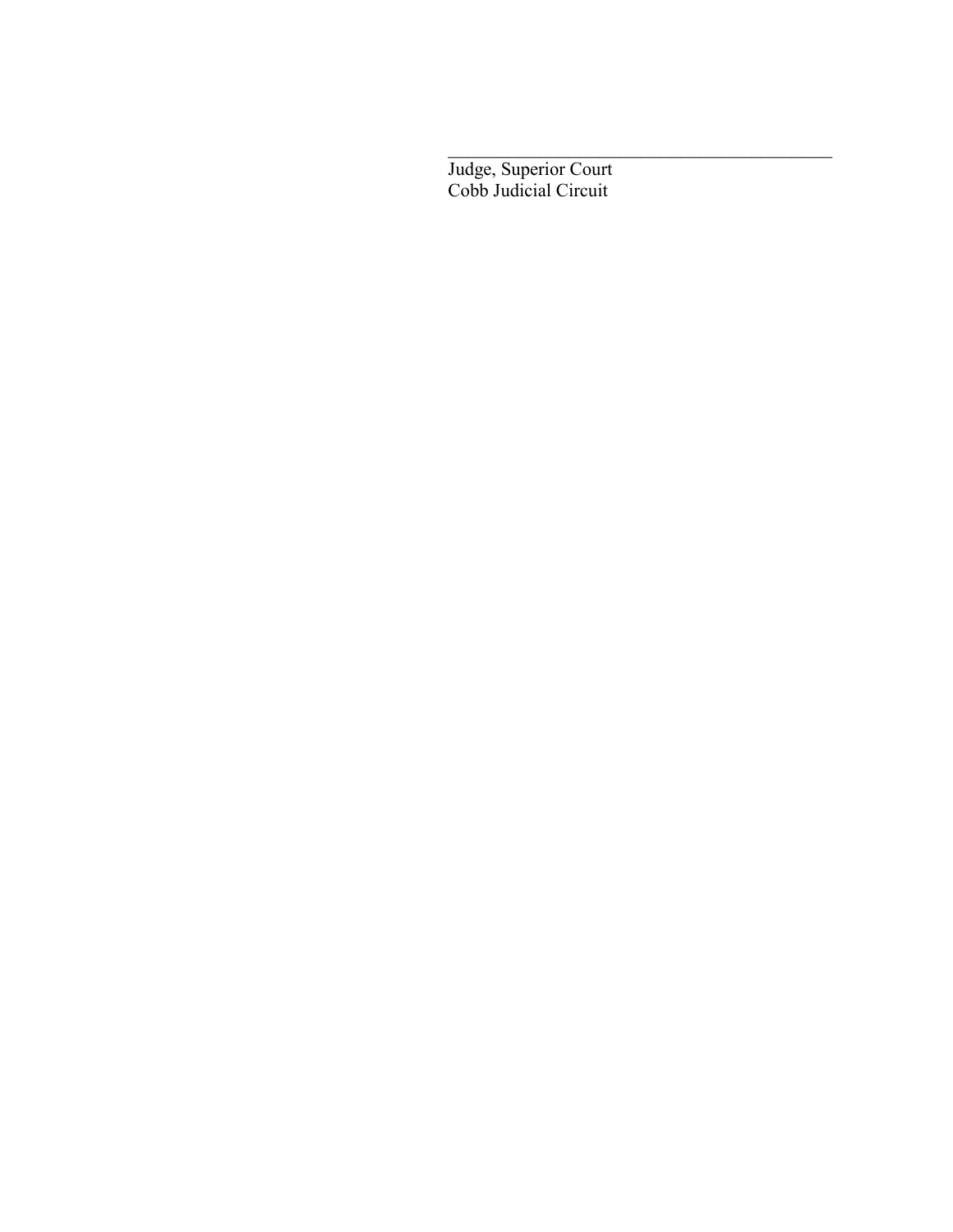\_\_\_\_\_\_\_\_\_\_\_\_\_\_\_\_\_\_\_\_\_\_\_\_\_\_\_\_\_\_\_\_\_\_\_\_\_\_\_\_\_\_\_\_

Judge, Superior Court
Cobb Judicial Circuit